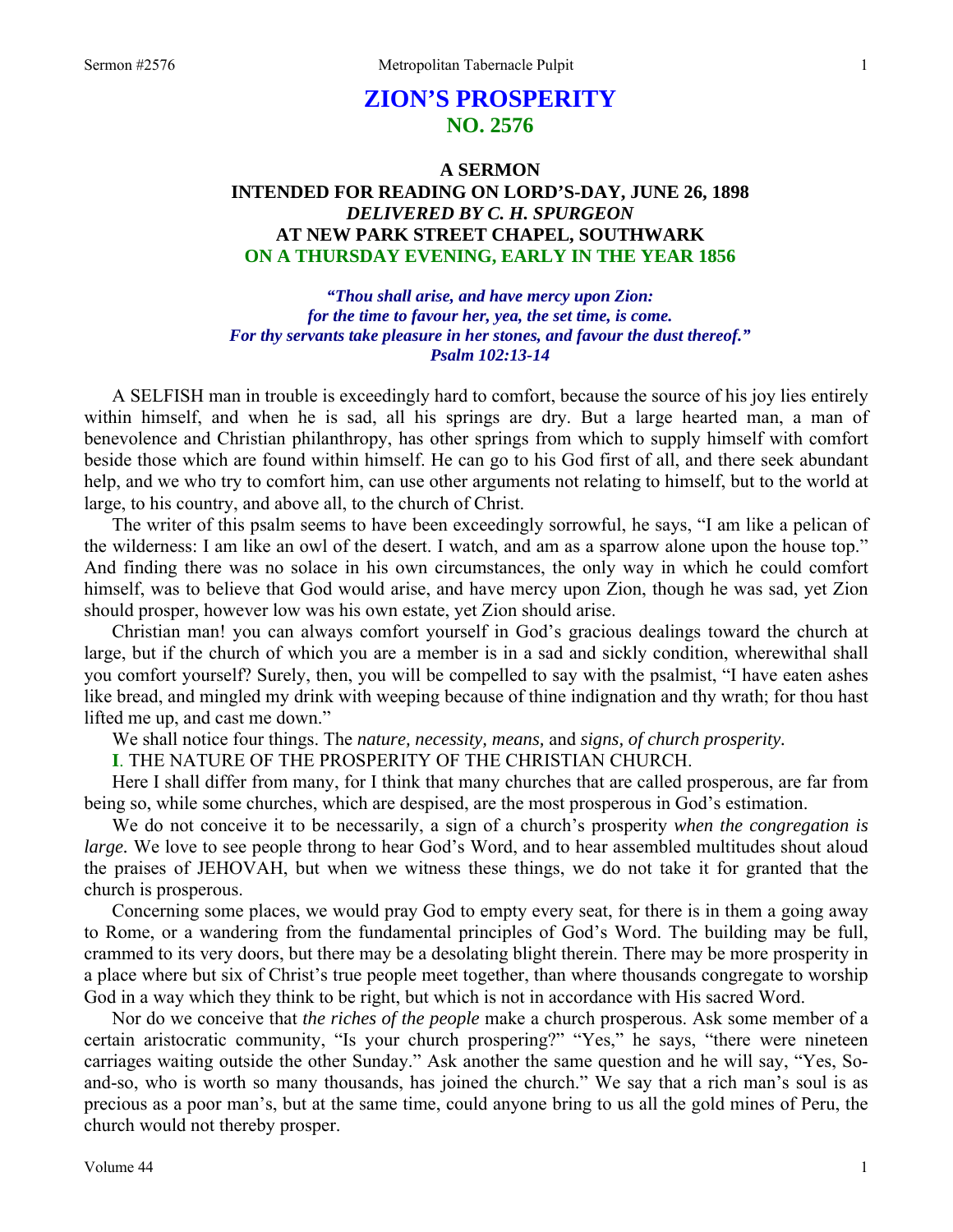# ZION'S PROSPERITY
## NO. 2576

### A SERMON
### INTENDED FOR READING ON LORD'S-DAY, JUNE 26, 1898
### *DELIVERED BY C. H. SPURGEON*
### AT NEW PARK STREET CHAPEL, SOUTHWARK
### ON A THURSDAY EVENING, EARLY IN THE YEAR 1856

*"Thou shall arise, and have mercy upon Zion: for the time to favour her, yea, the set time, is come. For thy servants take pleasure in her stones, and favour the dust thereof." Psalm 102:13-14*

A SELFISH man in trouble is exceedingly hard to comfort, because the source of his joy lies entirely within himself, and when he is sad, all his springs are dry. But a large hearted man, a man of benevolence and Christian philanthropy, has other springs from which to supply himself with comfort beside those which are found within himself. He can go to his God first of all, and there seek abundant help, and we who try to comfort him, can use other arguments not relating to himself, but to the world at large, to his country, and above all, to the church of Christ.

The writer of this psalm seems to have been exceedingly sorrowful, he says, "I am like a pelican of the wilderness: I am like an owl of the desert. I watch, and am as a sparrow alone upon the house top." And finding there was no solace in his own circumstances, the only way in which he could comfort himself, was to believe that God would arise, and have mercy upon Zion, though he was sad, yet Zion should prosper, however low was his own estate, yet Zion should arise.

Christian man! you can always comfort yourself in God's gracious dealings toward the church at large, but if the church of which you are a member is in a sad and sickly condition, wherewithal shall you comfort yourself? Surely, then, you will be compelled to say with the psalmist, "I have eaten ashes like bread, and mingled my drink with weeping because of thine indignation and thy wrath; for thou hast lifted me up, and cast me down."

We shall notice four things. The *nature, necessity, means,* and *signs, of church prosperity.*

**I**. THE NATURE OF THE PROSPERITY OF THE CHRISTIAN CHURCH.

Here I shall differ from many, for I think that many churches that are called prosperous, are far from being so, while some churches, which are despised, are the most prosperous in God's estimation.

We do not conceive it to be necessarily, a sign of a church's prosperity *when the congregation is large.* We love to see people throng to hear God's Word, and to hear assembled multitudes shout aloud the praises of JEHOVAH, but when we witness these things, we do not take it for granted that the church is prosperous.

Concerning some places, we would pray God to empty every seat, for there is in them a going away to Rome, or a wandering from the fundamental principles of God's Word. The building may be full, crammed to its very doors, but there may be a desolating blight therein. There may be more prosperity in a place where but six of Christ's true people meet together, than where thousands congregate to worship God in a way which they think to be right, but which is not in accordance with His sacred Word.

Nor do we conceive that *the riches of the people* make a church prosperous. Ask some member of a certain aristocratic community, "Is your church prospering?" "Yes," he says, "there were nineteen carriages waiting outside the other Sunday." Ask another the same question and he will say, "Yes, So-and-so, who is worth so many thousands, has joined the church." We say that a rich man's soul is as precious as a poor man's, but at the same time, could anyone bring to us all the gold mines of Peru, the church would not thereby prosper.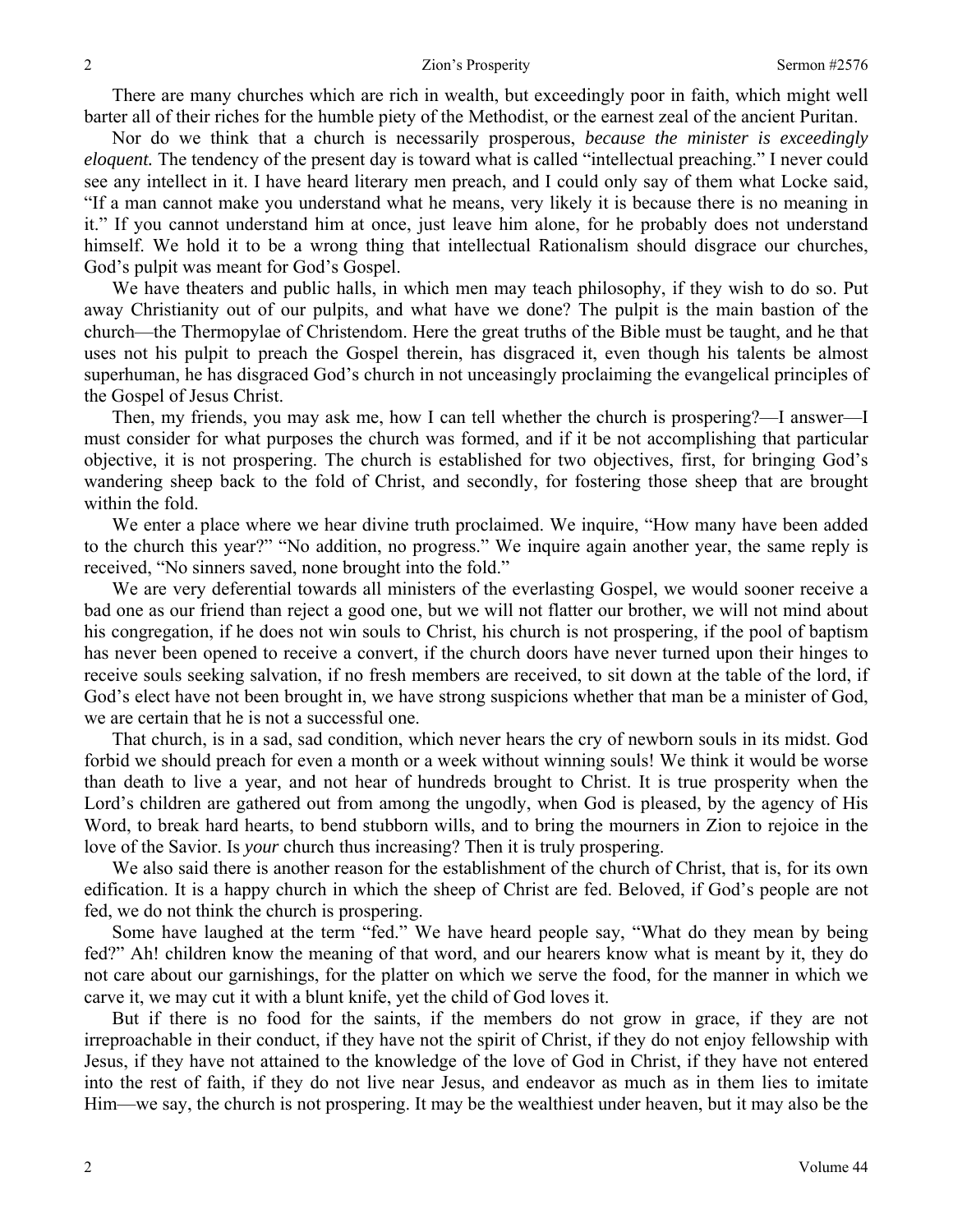There are many churches which are rich in wealth, but exceedingly poor in faith, which might well barter all of their riches for the humble piety of the Methodist, or the earnest zeal of the ancient Puritan.

Nor do we think that a church is necessarily prosperous, *because the minister is exceedingly eloquent.* The tendency of the present day is toward what is called "intellectual preaching." I never could see any intellect in it. I have heard literary men preach, and I could only say of them what Locke said, "If a man cannot make you understand what he means, very likely it is because there is no meaning in it." If you cannot understand him at once, just leave him alone, for he probably does not understand himself. We hold it to be a wrong thing that intellectual Rationalism should disgrace our churches, God's pulpit was meant for God's Gospel.

We have theaters and public halls, in which men may teach philosophy, if they wish to do so. Put away Christianity out of our pulpits, and what have we done? The pulpit is the main bastion of the church—the Thermopylae of Christendom. Here the great truths of the Bible must be taught, and he that uses not his pulpit to preach the Gospel therein, has disgraced it, even though his talents be almost superhuman, he has disgraced God's church in not unceasingly proclaiming the evangelical principles of the Gospel of Jesus Christ.

Then, my friends, you may ask me, how I can tell whether the church is prospering?—I answer—I must consider for what purposes the church was formed, and if it be not accomplishing that particular objective, it is not prospering. The church is established for two objectives, first, for bringing God's wandering sheep back to the fold of Christ, and secondly, for fostering those sheep that are brought within the fold.

We enter a place where we hear divine truth proclaimed. We inquire, "How many have been added to the church this year?" "No addition, no progress." We inquire again another year, the same reply is received, "No sinners saved, none brought into the fold."

We are very deferential towards all ministers of the everlasting Gospel, we would sooner receive a bad one as our friend than reject a good one, but we will not flatter our brother, we will not mind about his congregation, if he does not win souls to Christ, his church is not prospering, if the pool of baptism has never been opened to receive a convert, if the church doors have never turned upon their hinges to receive souls seeking salvation, if no fresh members are received, to sit down at the table of the lord, if God's elect have not been brought in, we have strong suspicions whether that man be a minister of God, we are certain that he is not a successful one.

That church, is in a sad, sad condition, which never hears the cry of newborn souls in its midst. God forbid we should preach for even a month or a week without winning souls! We think it would be worse than death to live a year, and not hear of hundreds brought to Christ. It is true prosperity when the Lord's children are gathered out from among the ungodly, when God is pleased, by the agency of His Word, to break hard hearts, to bend stubborn wills, and to bring the mourners in Zion to rejoice in the love of the Savior. Is *your* church thus increasing? Then it is truly prospering.

We also said there is another reason for the establishment of the church of Christ, that is, for its own edification. It is a happy church in which the sheep of Christ are fed. Beloved, if God's people are not fed, we do not think the church is prospering.

Some have laughed at the term "fed." We have heard people say, "What do they mean by being fed?" Ah! children know the meaning of that word, and our hearers know what is meant by it, they do not care about our garnishings, for the platter on which we serve the food, for the manner in which we carve it, we may cut it with a blunt knife, yet the child of God loves it.

But if there is no food for the saints, if the members do not grow in grace, if they are not irreproachable in their conduct, if they have not the spirit of Christ, if they do not enjoy fellowship with Jesus, if they have not attained to the knowledge of the love of God in Christ, if they have not entered into the rest of faith, if they do not live near Jesus, and endeavor as much as in them lies to imitate Him—we say, the church is not prospering. It may be the wealthiest under heaven, but it may also be the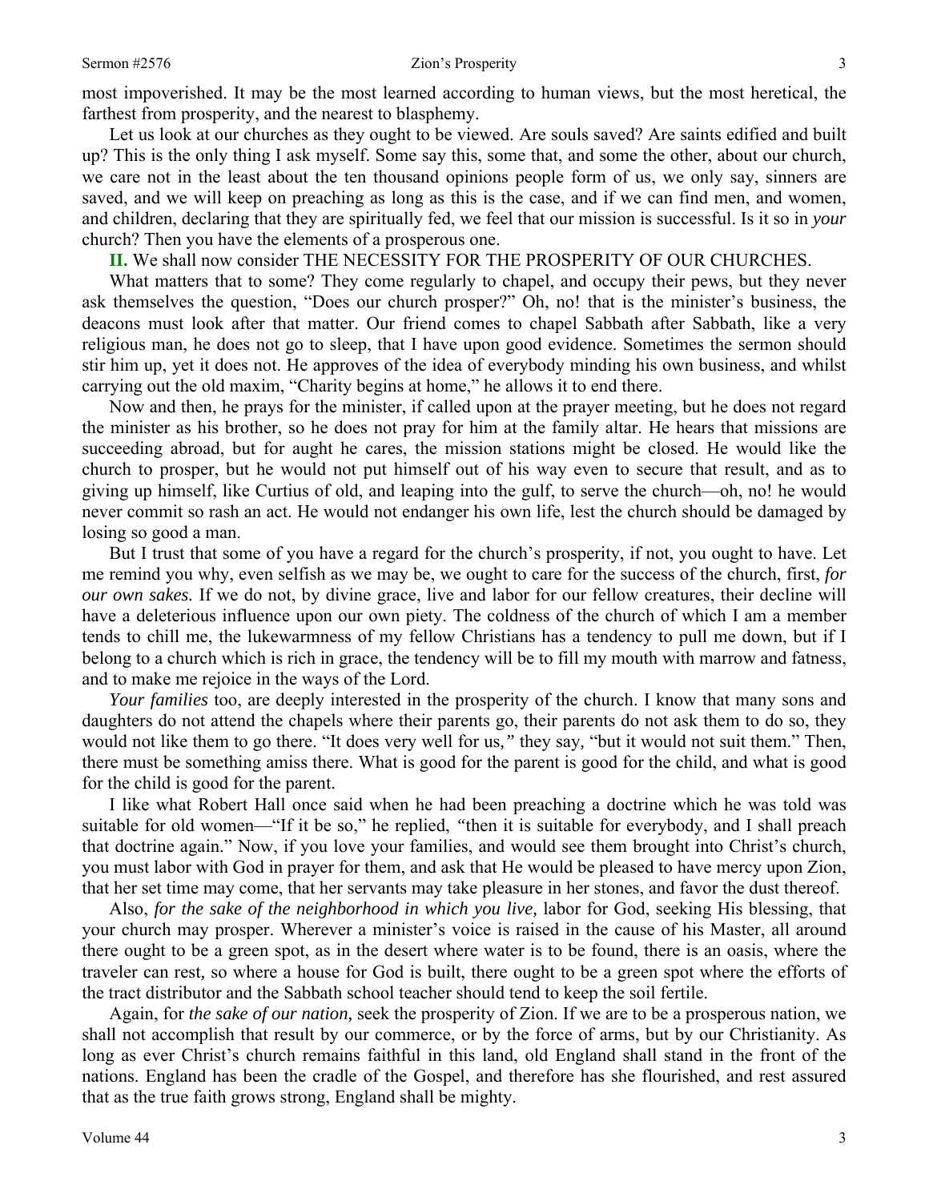most impoverished. It may be the most learned according to human views, but the most heretical, the farthest from prosperity, and the nearest to blasphemy.

Let us look at our churches as they ought to be viewed. Are souls saved? Are saints edified and built up? This is the only thing I ask myself. Some say this, some that, and some the other, about our church, we care not in the least about the ten thousand opinions people form of us, we only say, sinners are saved, and we will keep on preaching as long as this is the case, and if we can find men, and women, and children, declaring that they are spiritually fed, we feel that our mission is successful. Is it so in *your* church? Then you have the elements of a prosperous one.

**II.** We shall now consider THE NECESSITY FOR THE PROSPERITY OF OUR CHURCHES.

What matters that to some? They come regularly to chapel, and occupy their pews, but they never ask themselves the question, "Does our church prosper?" Oh, no! that is the minister's business, the deacons must look after that matter. Our friend comes to chapel Sabbath after Sabbath, like a very religious man, he does not go to sleep, that I have upon good evidence. Sometimes the sermon should stir him up, yet it does not. He approves of the idea of everybody minding his own business, and whilst carrying out the old maxim, "Charity begins at home," he allows it to end there.

Now and then, he prays for the minister, if called upon at the prayer meeting, but he does not regard the minister as his brother, so he does not pray for him at the family altar. He hears that missions are succeeding abroad, but for aught he cares, the mission stations might be closed. He would like the church to prosper, but he would not put himself out of his way even to secure that result, and as to giving up himself, like Curtius of old, and leaping into the gulf, to serve the church—oh, no! he would never commit so rash an act. He would not endanger his own life, lest the church should be damaged by losing so good a man.

But I trust that some of you have a regard for the church's prosperity, if not, you ought to have. Let me remind you why, even selfish as we may be, we ought to care for the success of the church, first, *for our own sakes.* If we do not, by divine grace, live and labor for our fellow creatures, their decline will have a deleterious influence upon our own piety. The coldness of the church of which I am a member tends to chill me, the lukewarmness of my fellow Christians has a tendency to pull me down, but if I belong to a church which is rich in grace, the tendency will be to fill my mouth with marrow and fatness, and to make me rejoice in the ways of the Lord.

*Your families* too, are deeply interested in the prosperity of the church. I know that many sons and daughters do not attend the chapels where their parents go, their parents do not ask them to do so, they would not like them to go there. "It does very well for us*,"* they say*,* "but it would not suit them." Then, there must be something amiss there. What is good for the parent is good for the child, and what is good for the child is good for the parent.

I like what Robert Hall once said when he had been preaching a doctrine which he was told was suitable for old women—"If it be so," he replied, *"*then it is suitable for everybody, and I shall preach that doctrine again." Now, if you love your families, and would see them brought into Christ's church, you must labor with God in prayer for them, and ask that He would be pleased to have mercy upon Zion, that her set time may come, that her servants may take pleasure in her stones, and favor the dust thereof.

Also, *for the sake of the neighborhood in which you live,* labor for God, seeking His blessing, that your church may prosper. Wherever a minister's voice is raised in the cause of his Master, all around there ought to be a green spot, as in the desert where water is to be found, there is an oasis, where the traveler can rest*,* so where a house for God is built, there ought to be a green spot where the efforts of the tract distributor and the Sabbath school teacher should tend to keep the soil fertile.

Again, for *the sake of our nation,* seek the prosperity of Zion. If we are to be a prosperous nation, we shall not accomplish that result by our commerce, or by the force of arms, but by our Christianity. As long as ever Christ's church remains faithful in this land, old England shall stand in the front of the nations. England has been the cradle of the Gospel, and therefore has she flourished, and rest assured that as the true faith grows strong, England shall be mighty.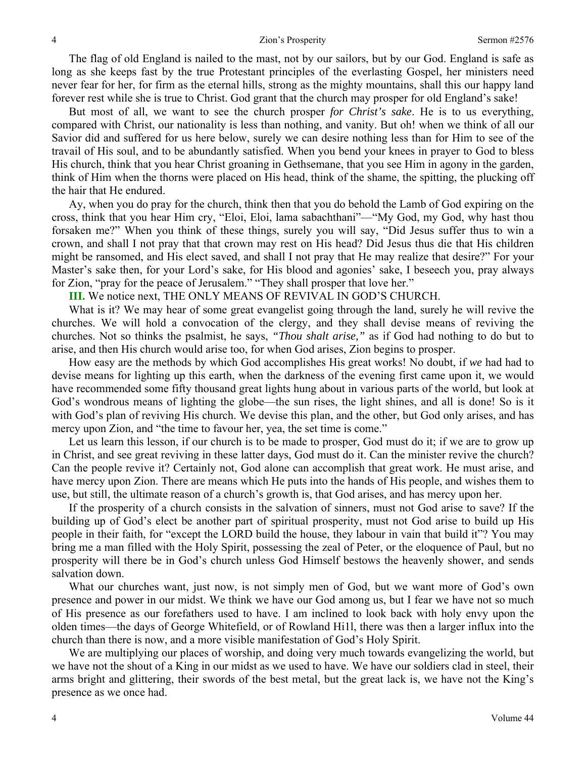The flag of old England is nailed to the mast, not by our sailors, but by our God. England is safe as long as she keeps fast by the true Protestant principles of the everlasting Gospel, her ministers need never fear for her, for firm as the eternal hills, strong as the mighty mountains, shall this our happy land forever rest while she is true to Christ. God grant that the church may prosper for old England's sake!

But most of all, we want to see the church prosper *for Christ's sake*. He is to us everything, compared with Christ, our nationality is less than nothing, and vanity. But oh! when we think of all our Savior did and suffered for us here below, surely we can desire nothing less than for Him to see of the travail of His soul, and to be abundantly satisfied. When you bend your knees in prayer to God to bless His church, think that you hear Christ groaning in Gethsemane, that you see Him in agony in the garden, think of Him when the thorns were placed on His head, think of the shame, the spitting, the plucking off the hair that He endured.

Ay, when you do pray for the church, think then that you do behold the Lamb of God expiring on the cross, think that you hear Him cry, "Eloi, Eloi, lama sabachthani"—"My God, my God, why hast thou forsaken me?" When you think of these things, surely you will say, "Did Jesus suffer thus to win a crown, and shall I not pray that that crown may rest on His head? Did Jesus thus die that His children might be ransomed, and His elect saved, and shall I not pray that He may realize that desire?" For your Master's sake then, for your Lord's sake, for His blood and agonies' sake, I beseech you, pray always for Zion, "pray for the peace of Jerusalem." "They shall prosper that love her."

**III.** We notice next, THE ONLY MEANS OF REVIVAL IN GOD'S CHURCH.

What is it? We may hear of some great evangelist going through the land, surely he will revive the churches. We will hold a convocation of the clergy, and they shall devise means of reviving the churches. Not so thinks the psalmist, he says, *"Thou shalt arise,"* as if God had nothing to do but to arise, and then His church would arise too, for when God arises, Zion begins to prosper.

How easy are the methods by which God accomplishes His great works! No doubt, if *we* had had to devise means for lighting up this earth, when the darkness of the evening first came upon it, we would have recommended some fifty thousand great lights hung about in various parts of the world, but look at God's wondrous means of lighting the globe—the sun rises, the light shines, and all is done! So is it with God's plan of reviving His church. We devise this plan, and the other, but God only arises, and has mercy upon Zion, and "the time to favour her, yea, the set time is come."

Let us learn this lesson, if our church is to be made to prosper, God must do it; if we are to grow up in Christ, and see great reviving in these latter days, God must do it. Can the minister revive the church? Can the people revive it? Certainly not, God alone can accomplish that great work. He must arise, and have mercy upon Zion. There are means which He puts into the hands of His people, and wishes them to use, but still, the ultimate reason of a church's growth is, that God arises, and has mercy upon her.

If the prosperity of a church consists in the salvation of sinners, must not God arise to save? If the building up of God's elect be another part of spiritual prosperity, must not God arise to build up His people in their faith, for "except the LORD build the house, they labour in vain that build it"? You may bring me a man filled with the Holy Spirit, possessing the zeal of Peter, or the eloquence of Paul, but no prosperity will there be in God's church unless God Himself bestows the heavenly shower, and sends salvation down.

What our churches want, just now, is not simply men of God, but we want more of God's own presence and power in our midst. We think we have our God among us, but I fear we have not so much of His presence as our forefathers used to have. I am inclined to look back with holy envy upon the olden times—the days of George Whitefield, or of Rowland Hill, there was then a larger influx into the church than there is now, and a more visible manifestation of God's Holy Spirit.

We are multiplying our places of worship, and doing very much towards evangelizing the world, but we have not the shout of a King in our midst as we used to have. We have our soldiers clad in steel, their arms bright and glittering, their swords of the best metal, but the great lack is, we have not the King's presence as we once had.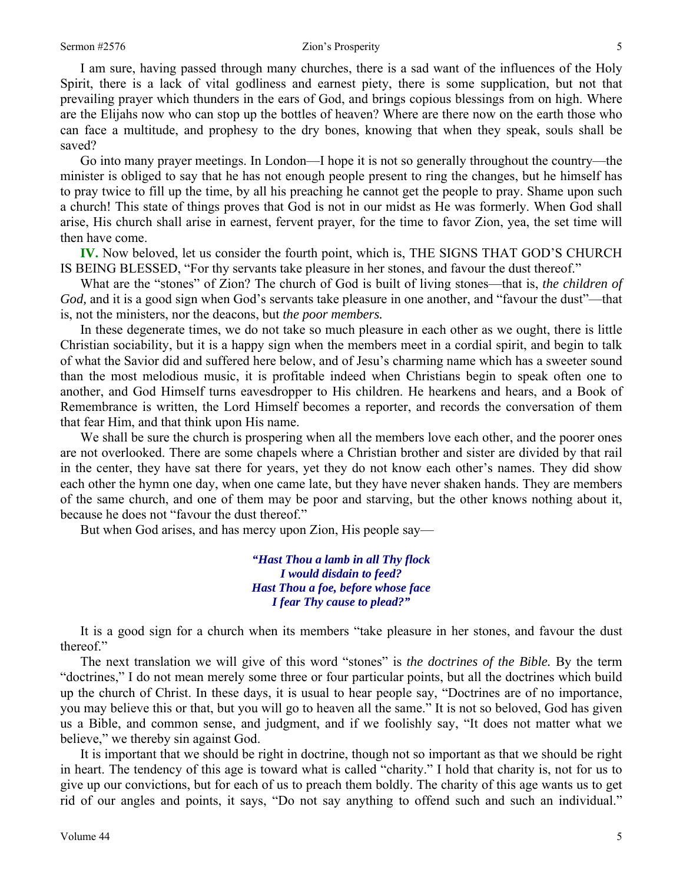I am sure, having passed through many churches, there is a sad want of the influences of the Holy Spirit, there is a lack of vital godliness and earnest piety, there is some supplication, but not that prevailing prayer which thunders in the ears of God, and brings copious blessings from on high. Where are the Elijahs now who can stop up the bottles of heaven? Where are there now on the earth those who can face a multitude, and prophesy to the dry bones, knowing that when they speak, souls shall be saved?

Go into many prayer meetings. In London—I hope it is not so generally throughout the country—the minister is obliged to say that he has not enough people present to ring the changes, but he himself has to pray twice to fill up the time, by all his preaching he cannot get the people to pray. Shame upon such a church! This state of things proves that God is not in our midst as He was formerly. When God shall arise, His church shall arise in earnest, fervent prayer, for the time to favor Zion, yea, the set time will then have come.

**IV.** Now beloved, let us consider the fourth point, which is, THE SIGNS THAT GOD'S CHURCH IS BEING BLESSED, "For thy servants take pleasure in her stones, and favour the dust thereof."

What are the "stones" of Zion? The church of God is built of living stones—that is, *the children of God,* and it is a good sign when God's servants take pleasure in one another, and "favour the dust"—that is, not the ministers, nor the deacons, but *the poor members.*

In these degenerate times, we do not take so much pleasure in each other as we ought, there is little Christian sociability, but it is a happy sign when the members meet in a cordial spirit, and begin to talk of what the Savior did and suffered here below, and of Jesu's charming name which has a sweeter sound than the most melodious music, it is profitable indeed when Christians begin to speak often one to another, and God Himself turns eavesdropper to His children. He hearkens and hears, and a Book of Remembrance is written, the Lord Himself becomes a reporter, and records the conversation of them that fear Him, and that think upon His name.

We shall be sure the church is prospering when all the members love each other, and the poorer ones are not overlooked. There are some chapels where a Christian brother and sister are divided by that rail in the center, they have sat there for years, yet they do not know each other's names. They did show each other the hymn one day, when one came late, but they have never shaken hands. They are members of the same church, and one of them may be poor and starving, but the other knows nothing about it, because he does not "favour the dust thereof."

But when God arises, and has mercy upon Zion, His people say—

> ***"Hast Thou a lamb in all Thy flock***
> ***I would disdain to feed?***
> ***Hast Thou a foe, before whose face***
> ***I fear Thy cause to plead?"***

It is a good sign for a church when its members "take pleasure in her stones, and favour the dust thereof."

The next translation we will give of this word "stones" is *the doctrines of the Bible.* By the term "doctrines," I do not mean merely some three or four particular points, but all the doctrines which build up the church of Christ. In these days, it is usual to hear people say, "Doctrines are of no importance, you may believe this or that, but you will go to heaven all the same." It is not so beloved, God has given us a Bible, and common sense, and judgment, and if we foolishly say, "It does not matter what we believe," we thereby sin against God.

It is important that we should be right in doctrine, though not so important as that we should be right in heart. The tendency of this age is toward what is called "charity." I hold that charity is, not for us to give up our convictions, but for each of us to preach them boldly. The charity of this age wants us to get rid of our angles and points, it says, "Do not say anything to offend such and such an individual."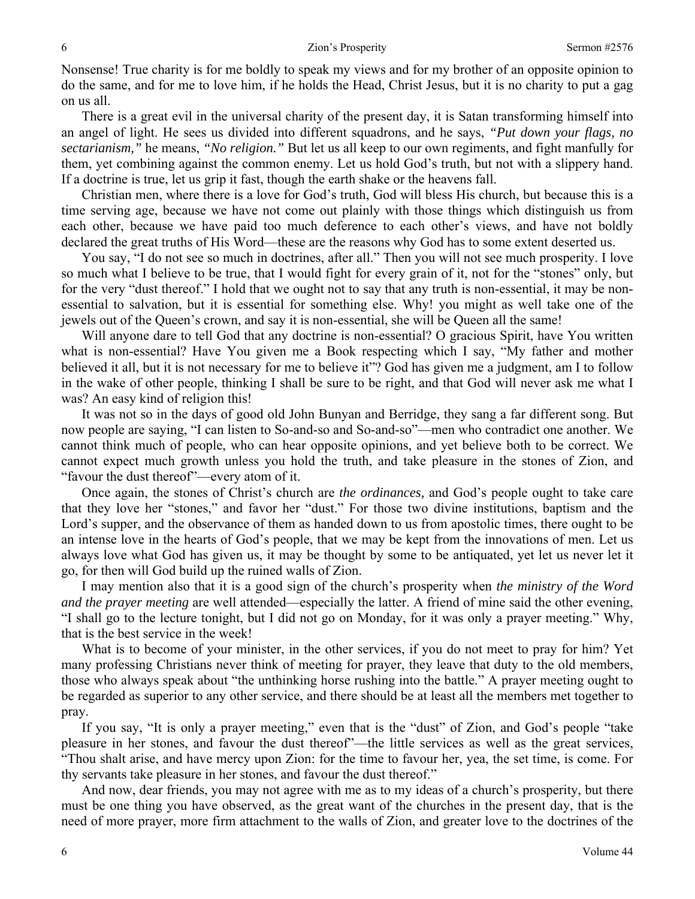Nonsense! True charity is for me boldly to speak my views and for my brother of an opposite opinion to do the same, and for me to love him, if he holds the Head, Christ Jesus, but it is no charity to put a gag on us all.

There is a great evil in the universal charity of the present day, it is Satan transforming himself into an angel of light. He sees us divided into different squadrons, and he says, *"Put down your flags, no sectarianism,"* he means, *"No religion."* But let us all keep to our own regiments, and fight manfully for them, yet combining against the common enemy. Let us hold God's truth, but not with a slippery hand. If a doctrine is true, let us grip it fast, though the earth shake or the heavens fall.

Christian men, where there is a love for God's truth, God will bless His church, but because this is a time serving age, because we have not come out plainly with those things which distinguish us from each other, because we have paid too much deference to each other's views, and have not boldly declared the great truths of His Word—these are the reasons why God has to some extent deserted us.

You say, "I do not see so much in doctrines, after all." Then you will not see much prosperity. I love so much what I believe to be true, that I would fight for every grain of it, not for the "stones" only, but for the very "dust thereof." I hold that we ought not to say that any truth is non-essential, it may be non-essential to salvation, but it is essential for something else. Why! you might as well take one of the jewels out of the Queen's crown, and say it is non-essential, she will be Queen all the same!

Will anyone dare to tell God that any doctrine is non-essential? O gracious Spirit, have You written what is non-essential? Have You given me a Book respecting which I say, "My father and mother believed it all, but it is not necessary for me to believe it"? God has given me a judgment, am I to follow in the wake of other people, thinking I shall be sure to be right, and that God will never ask me what I was? An easy kind of religion this!

It was not so in the days of good old John Bunyan and Berridge, they sang a far different song. But now people are saying, "I can listen to So-and-so and So-and-so"—men who contradict one another. We cannot think much of people, who can hear opposite opinions, and yet believe both to be correct. We cannot expect much growth unless you hold the truth, and take pleasure in the stones of Zion, and "favour the dust thereof"—every atom of it.

Once again, the stones of Christ's church are *the ordinances,* and God's people ought to take care that they love her "stones," and favor her "dust." For those two divine institutions, baptism and the Lord's supper, and the observance of them as handed down to us from apostolic times, there ought to be an intense love in the hearts of God's people, that we may be kept from the innovations of men. Let us always love what God has given us, it may be thought by some to be antiquated, yet let us never let it go, for then will God build up the ruined walls of Zion.

I may mention also that it is a good sign of the church's prosperity when *the ministry of the Word and the prayer meeting* are well attended—especially the latter. A friend of mine said the other evening, "I shall go to the lecture tonight, but I did not go on Monday, for it was only a prayer meeting." Why, that is the best service in the week!

What is to become of your minister, in the other services, if you do not meet to pray for him? Yet many professing Christians never think of meeting for prayer, they leave that duty to the old members, those who always speak about "the unthinking horse rushing into the battle." A prayer meeting ought to be regarded as superior to any other service, and there should be at least all the members met together to pray.

If you say, "It is only a prayer meeting," even that is the "dust" of Zion, and God's people "take pleasure in her stones, and favour the dust thereof"—the little services as well as the great services, "Thou shalt arise, and have mercy upon Zion: for the time to favour her, yea, the set time, is come. For thy servants take pleasure in her stones, and favour the dust thereof."

And now, dear friends, you may not agree with me as to my ideas of a church's prosperity, but there must be one thing you have observed, as the great want of the churches in the present day, that is the need of more prayer, more firm attachment to the walls of Zion, and greater love to the doctrines of the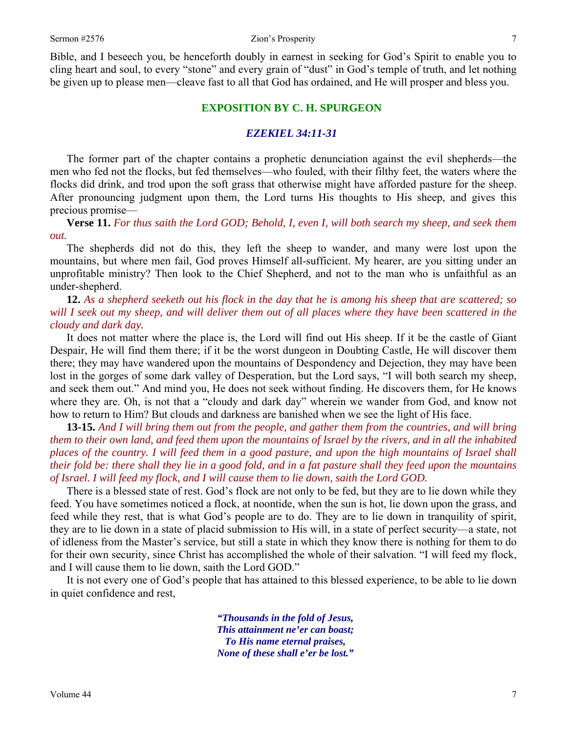Bible, and I beseech you, be henceforth doubly in earnest in seeking for God's Spirit to enable you to cling heart and soul, to every "stone" and every grain of "dust" in God's temple of truth, and let nothing be given up to please men—cleave fast to all that God has ordained, and He will prosper and bless you.

## EXPOSITION BY C. H. SPURGEON

### *EZEKIEL 34:11-31*

The former part of the chapter contains a prophetic denunciation against the evil shepherds—the men who fed not the flocks, but fed themselves—who fouled, with their filthy feet, the waters where the flocks did drink, and trod upon the soft grass that otherwise might have afforded pasture for the sheep. After pronouncing judgment upon them, the Lord turns His thoughts to His sheep, and gives this precious promise—

**Verse 11.** *For thus saith the Lord GOD; Behold, I, even I, will both search my sheep, and seek them out.*

The shepherds did not do this, they left the sheep to wander, and many were lost upon the mountains, but where men fail, God proves Himself all-sufficient. My hearer, are you sitting under an unprofitable ministry? Then look to the Chief Shepherd, and not to the man who is unfaithful as an under-shepherd.

**12.** *As a shepherd seeketh out his flock in the day that he is among his sheep that are scattered; so will I seek out my sheep, and will deliver them out of all places where they have been scattered in the cloudy and dark day.*

It does not matter where the place is, the Lord will find out His sheep. If it be the castle of Giant Despair, He will find them there; if it be the worst dungeon in Doubting Castle, He will discover them there; they may have wandered upon the mountains of Despondency and Dejection, they may have been lost in the gorges of some dark valley of Desperation, but the Lord says, "I will both search my sheep, and seek them out." And mind you, He does not seek without finding. He discovers them, for He knows where they are. Oh, is not that a "cloudy and dark day" wherein we wander from God, and know not how to return to Him? But clouds and darkness are banished when we see the light of His face.

**13-15.** *And I will bring them out from the people, and gather them from the countries, and will bring them to their own land, and feed them upon the mountains of Israel by the rivers, and in all the inhabited places of the country. I will feed them in a good pasture, and upon the high mountains of Israel shall their fold be: there shall they lie in a good fold, and in a fat pasture shall they feed upon the mountains of Israel. I will feed my flock, and I will cause them to lie down, saith the Lord GOD.*

There is a blessed state of rest. God's flock are not only to be fed, but they are to lie down while they feed. You have sometimes noticed a flock, at noontide, when the sun is hot, lie down upon the grass, and feed while they rest, that is what God's people are to do. They are to lie down in tranquility of spirit, they are to lie down in a state of placid submission to His will, in a state of perfect security—a state, not of idleness from the Master's service, but still a state in which they know there is nothing for them to do for their own security, since Christ has accomplished the whole of their salvation. "I will feed my flock, and I will cause them to lie down, saith the Lord GOD."

It is not every one of God's people that has attained to this blessed experience, to be able to lie down in quiet confidence and rest,

> ***"Thousands in the fold of Jesus,***
> ***This attainment ne'er can boast;***
> ***To His name eternal praises,***
> ***None of these shall e'er be lost."***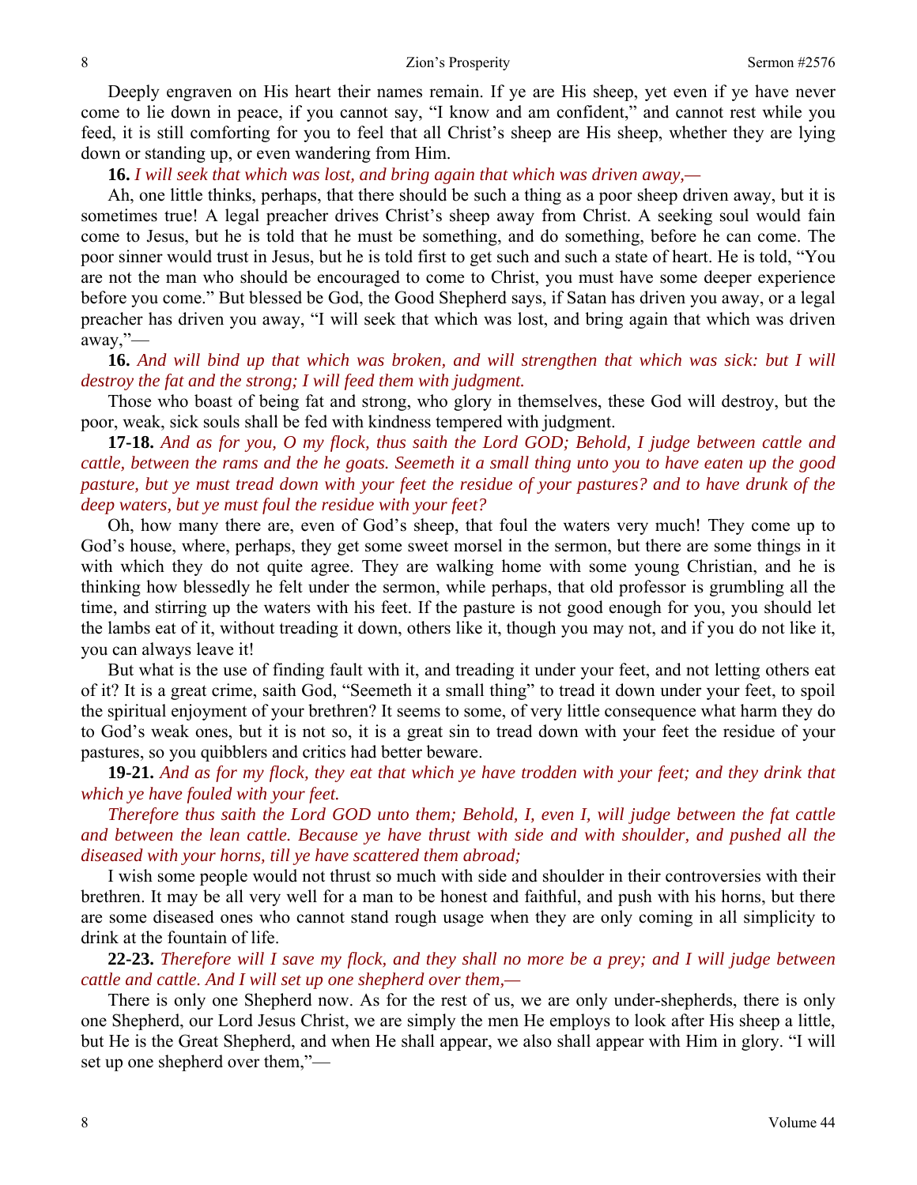Deeply engraven on His heart their names remain. If ye are His sheep, yet even if ye have never come to lie down in peace, if you cannot say, "I know and am confident," and cannot rest while you feed, it is still comforting for you to feel that all Christ's sheep are His sheep, whether they are lying down or standing up, or even wandering from Him.

**16.** *I will seek that which was lost, and bring again that which was driven away,—*

Ah, one little thinks, perhaps, that there should be such a thing as a poor sheep driven away, but it is sometimes true! A legal preacher drives Christ's sheep away from Christ. A seeking soul would fain come to Jesus, but he is told that he must be something, and do something, before he can come. The poor sinner would trust in Jesus, but he is told first to get such and such a state of heart. He is told, "You are not the man who should be encouraged to come to Christ, you must have some deeper experience before you come." But blessed be God, the Good Shepherd says, if Satan has driven you away, or a legal preacher has driven you away, "I will seek that which was lost, and bring again that which was driven away,"—

**16.** *And will bind up that which was broken, and will strengthen that which was sick: but I will destroy the fat and the strong; I will feed them with judgment.*

Those who boast of being fat and strong, who glory in themselves, these God will destroy, but the poor, weak, sick souls shall be fed with kindness tempered with judgment.

**17-18.** *And as for you, O my flock, thus saith the Lord GOD; Behold, I judge between cattle and cattle, between the rams and the he goats. Seemeth it a small thing unto you to have eaten up the good pasture, but ye must tread down with your feet the residue of your pastures? and to have drunk of the deep waters, but ye must foul the residue with your feet?*

Oh, how many there are, even of God's sheep, that foul the waters very much! They come up to God's house, where, perhaps, they get some sweet morsel in the sermon, but there are some things in it with which they do not quite agree. They are walking home with some young Christian, and he is thinking how blessedly he felt under the sermon, while perhaps, that old professor is grumbling all the time, and stirring up the waters with his feet. If the pasture is not good enough for you, you should let the lambs eat of it, without treading it down, others like it, though you may not, and if you do not like it, you can always leave it!

But what is the use of finding fault with it, and treading it under your feet, and not letting others eat of it? It is a great crime, saith God, "Seemeth it a small thing" to tread it down under your feet, to spoil the spiritual enjoyment of your brethren? It seems to some, of very little consequence what harm they do to God's weak ones, but it is not so, it is a great sin to tread down with your feet the residue of your pastures, so you quibblers and critics had better beware.

**19-21.** *And as for my flock, they eat that which ye have trodden with your feet; and they drink that which ye have fouled with your feet.*

*Therefore thus saith the Lord GOD unto them; Behold, I, even I, will judge between the fat cattle and between the lean cattle. Because ye have thrust with side and with shoulder, and pushed all the diseased with your horns, till ye have scattered them abroad;*

I wish some people would not thrust so much with side and shoulder in their controversies with their brethren. It may be all very well for a man to be honest and faithful, and push with his horns, but there are some diseased ones who cannot stand rough usage when they are only coming in all simplicity to drink at the fountain of life.

**22-23.** *Therefore will I save my flock, and they shall no more be a prey; and I will judge between cattle and cattle. And I will set up one shepherd over them,—*

There is only one Shepherd now. As for the rest of us, we are only under-shepherds, there is only one Shepherd, our Lord Jesus Christ, we are simply the men He employs to look after His sheep a little, but He is the Great Shepherd, and when He shall appear, we also shall appear with Him in glory. "I will set up one shepherd over them,"—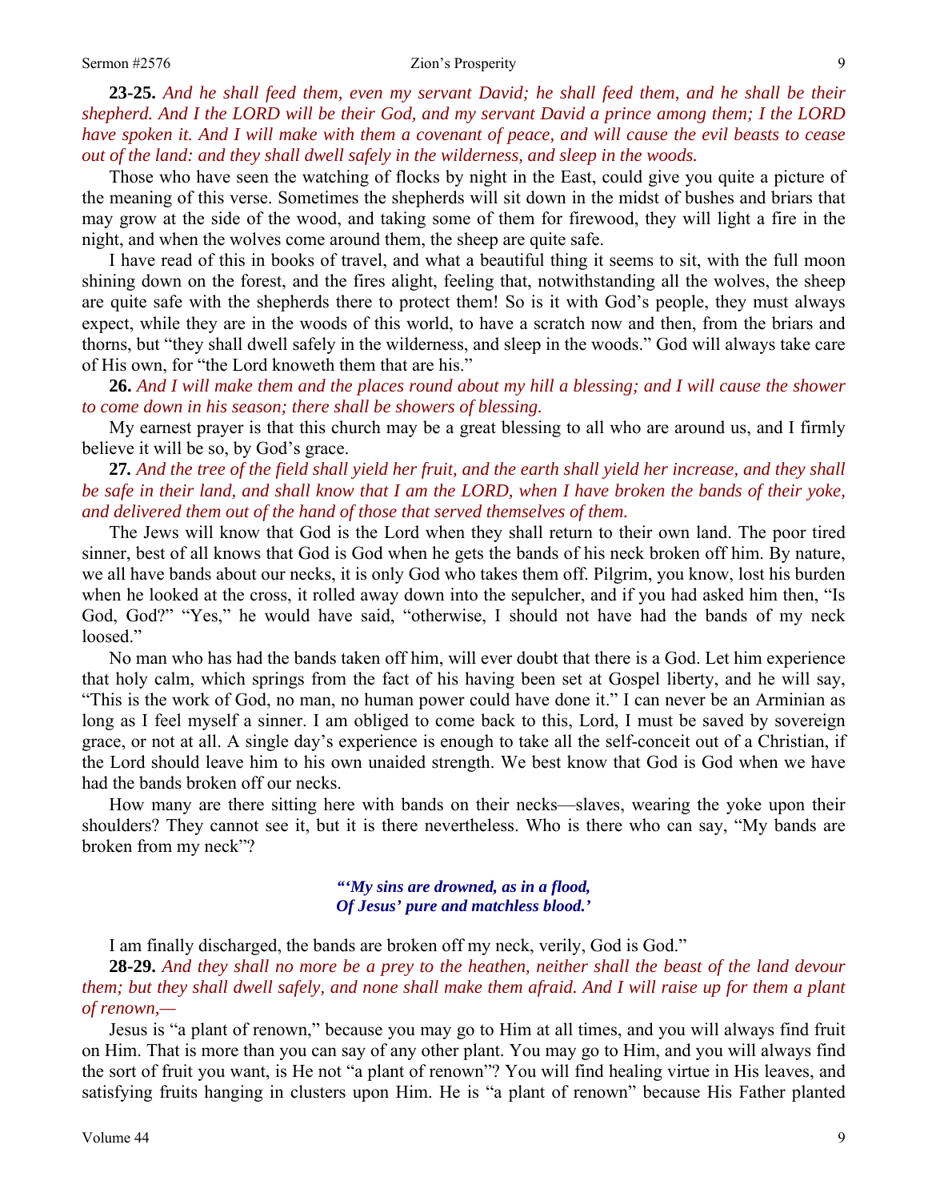**23-25.** *And he shall feed them, even my servant David; he shall feed them, and he shall be their shepherd. And I the LORD will be their God, and my servant David a prince among them; I the LORD have spoken it. And I will make with them a covenant of peace, and will cause the evil beasts to cease out of the land: and they shall dwell safely in the wilderness, and sleep in the woods.*

Those who have seen the watching of flocks by night in the East, could give you quite a picture of the meaning of this verse. Sometimes the shepherds will sit down in the midst of bushes and briars that may grow at the side of the wood, and taking some of them for firewood, they will light a fire in the night, and when the wolves come around them, the sheep are quite safe.

I have read of this in books of travel, and what a beautiful thing it seems to sit, with the full moon shining down on the forest, and the fires alight, feeling that, notwithstanding all the wolves, the sheep are quite safe with the shepherds there to protect them! So is it with God's people, they must always expect, while they are in the woods of this world, to have a scratch now and then, from the briars and thorns, but "they shall dwell safely in the wilderness, and sleep in the woods." God will always take care of His own, for "the Lord knoweth them that are his."

**26.** *And I will make them and the places round about my hill a blessing; and I will cause the shower to come down in his season; there shall be showers of blessing.*

My earnest prayer is that this church may be a great blessing to all who are around us, and I firmly believe it will be so, by God's grace.

**27.** *And the tree of the field shall yield her fruit, and the earth shall yield her increase, and they shall be safe in their land, and shall know that I am the LORD, when I have broken the bands of their yoke, and delivered them out of the hand of those that served themselves of them.*

The Jews will know that God is the Lord when they shall return to their own land. The poor tired sinner, best of all knows that God is God when he gets the bands of his neck broken off him. By nature, we all have bands about our necks, it is only God who takes them off. Pilgrim, you know, lost his burden when he looked at the cross, it rolled away down into the sepulcher, and if you had asked him then, "Is God, God?" "Yes," he would have said, "otherwise, I should not have had the bands of my neck loosed."

No man who has had the bands taken off him, will ever doubt that there is a God. Let him experience that holy calm, which springs from the fact of his having been set at Gospel liberty, and he will say, "This is the work of God, no man, no human power could have done it." I can never be an Arminian as long as I feel myself a sinner. I am obliged to come back to this, Lord, I must be saved by sovereign grace, or not at all. A single day's experience is enough to take all the self-conceit out of a Christian, if the Lord should leave him to his own unaided strength. We best know that God is God when we have had the bands broken off our necks.

How many are there sitting here with bands on their necks—slaves, wearing the yoke upon their shoulders? They cannot see it, but it is there nevertheless. Who is there who can say, "My bands are broken from my neck"?

> *"'My sins are drowned, as in a flood,*
> *Of Jesus' pure and matchless blood.'*

I am finally discharged, the bands are broken off my neck, verily, God is God."

**28-29.** *And they shall no more be a prey to the heathen, neither shall the beast of the land devour them; but they shall dwell safely, and none shall make them afraid. And I will raise up for them a plant of renown,—*

Jesus is "a plant of renown," because you may go to Him at all times, and you will always find fruit on Him. That is more than you can say of any other plant. You may go to Him, and you will always find the sort of fruit you want, is He not "a plant of renown"? You will find healing virtue in His leaves, and satisfying fruits hanging in clusters upon Him. He is "a plant of renown" because His Father planted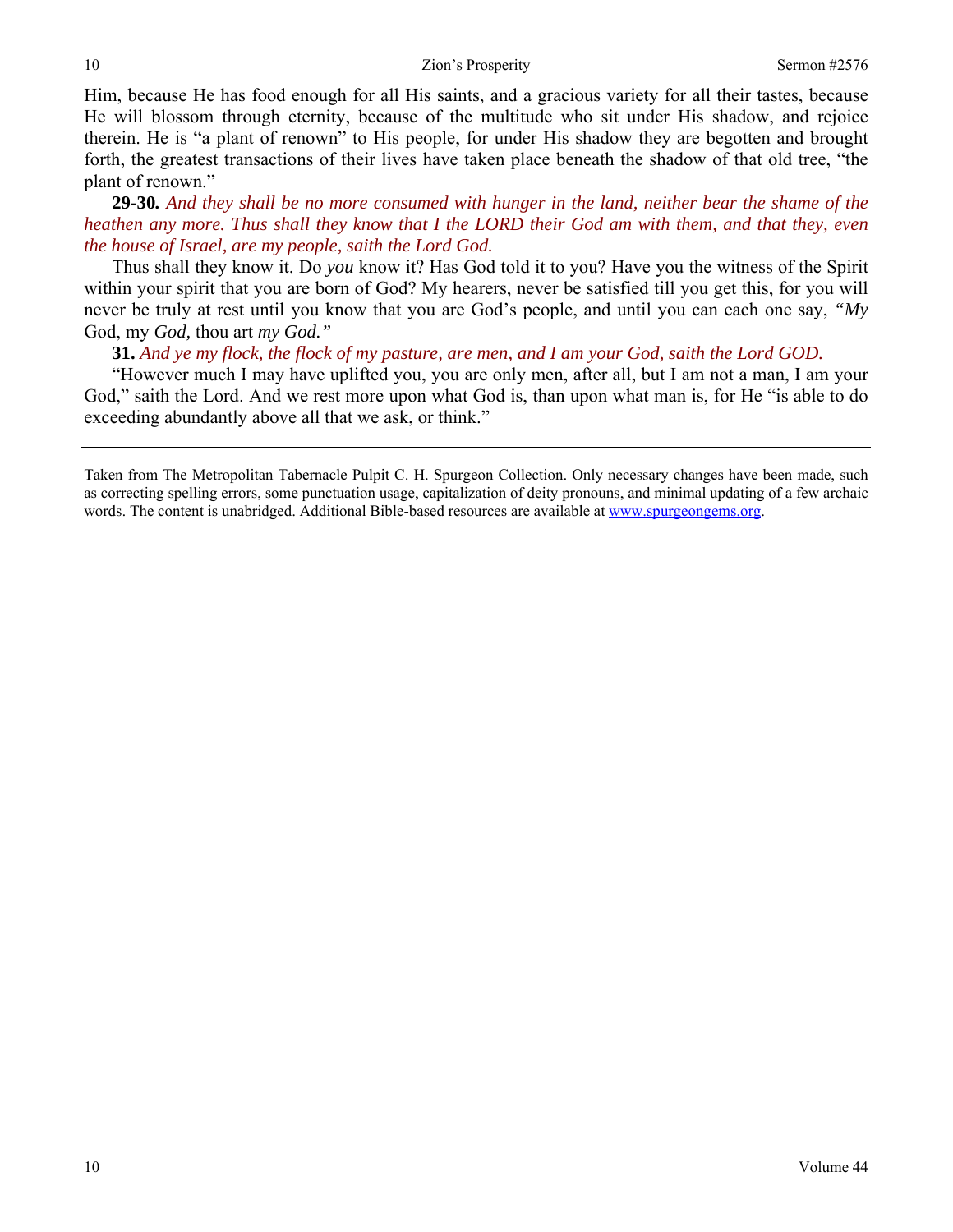Him, because He has food enough for all His saints, and a gracious variety for all their tastes, because He will blossom through eternity, because of the multitude who sit under His shadow, and rejoice therein. He is "a plant of renown" to His people, for under His shadow they are begotten and brought forth, the greatest transactions of their lives have taken place beneath the shadow of that old tree, "the plant of renown."

**29-30.** *And they shall be no more consumed with hunger in the land, neither bear the shame of the heathen any more. Thus shall they know that I the LORD their God am with them, and that they, even the house of Israel, are my people, saith the Lord God.*

Thus shall they know it. Do *you* know it? Has God told it to you? Have you the witness of the Spirit within your spirit that you are born of God? My hearers, never be satisfied till you get this, for you will never be truly at rest until you know that you are God's people, and until you can each one say, *"My* God, my *God,* thou art *my God."*

**31.** *And ye my flock, the flock of my pasture, are men, and I am your God, saith the Lord GOD.*

"However much I may have uplifted you, you are only men, after all, but I am not a man, I am your God," saith the Lord. And we rest more upon what God is, than upon what man is, for He "is able to do exceeding abundantly above all that we ask, or think."

---

Taken from The Metropolitan Tabernacle Pulpit C. H. Spurgeon Collection. Only necessary changes have been made, such as correcting spelling errors, some punctuation usage, capitalization of deity pronouns, and minimal updating of a few archaic words. The content is unabridged. Additional Bible-based resources are available at www.spurgeongems.org.